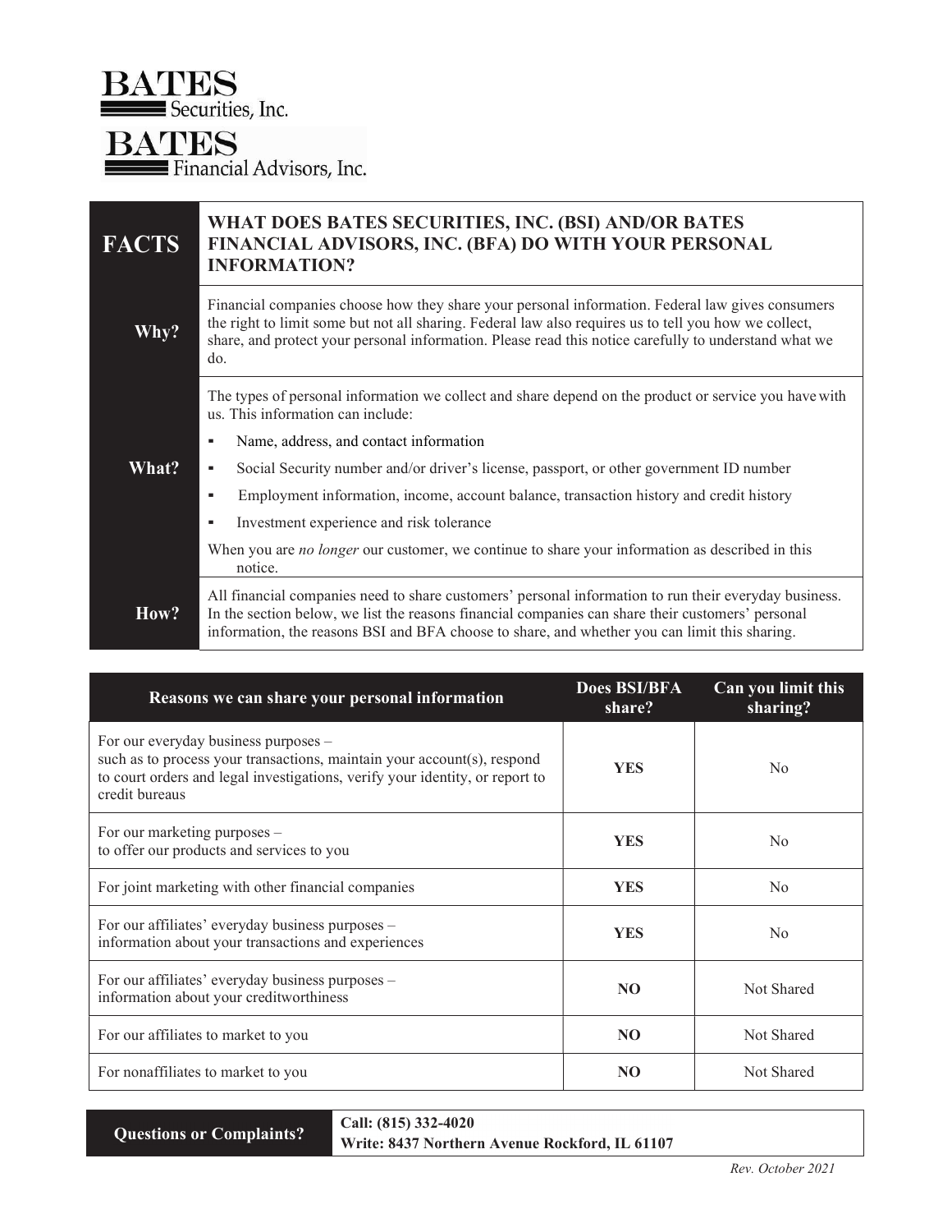BATES
Securities, Inc.

BATES
Financial Advisors, Inc.

| FACTS | WHAT DOES BATES SECURITIES, INC. (BSI) AND/OR BATES FINANCIAL ADVISORS, INC. (BFA) DO WITH YOUR PERSONAL INFORMATION? |
|---|---|
| **Why?** | Financial companies choose how they share your personal information. Federal law gives consumers the right to limit some but not all sharing. Federal law also requires us to tell you how we collect, share, and protect your personal information. Please read this notice carefully to understand what we do. |
| **What?** | The types of personal information we collect and share depend on the product or service you have with us. This information can include:<br>▪ Name, address, and contact information<br>▪ Social Security number and/or driver's license, passport, or other government ID number<br>▪ Employment information, income, account balance, transaction history and credit history<br>▪ Investment experience and risk tolerance<br>When you are *no longer* our customer, we continue to share your information as described in this notice. |
| **How?** | All financial companies need to share customers' personal information to run their everyday business. In the section below, we list the reasons financial companies can share their customers' personal information, the reasons BSI and BFA choose to share, and whether you can limit this sharing. |

| Reasons we can share your personal information | Does BSI/BFA share? | Can you limit this sharing? |
|---|---|---|
| For our everyday business purposes – such as to process your transactions, maintain your account(s), respond to court orders and legal investigations, verify your identity, or report to credit bureaus | **YES** | No |
| For our marketing purposes – to offer our products and services to you | **YES** | No |
| For joint marketing with other financial companies | **YES** | No |
| For our affiliates' everyday business purposes – information about your transactions and experiences | **YES** | No |
| For our affiliates' everyday business purposes – information about your creditworthiness | **NO** | Not Shared |
| For our affiliates to market to you | **NO** | Not Shared |
| For nonaffiliates to market to you | **NO** | Not Shared |

| Questions or Complaints? | Call: (815) 332-4020<br>Write: 8437 Northern Avenue Rockford, IL 61107 |
|---|---|

*Rev. October 2021*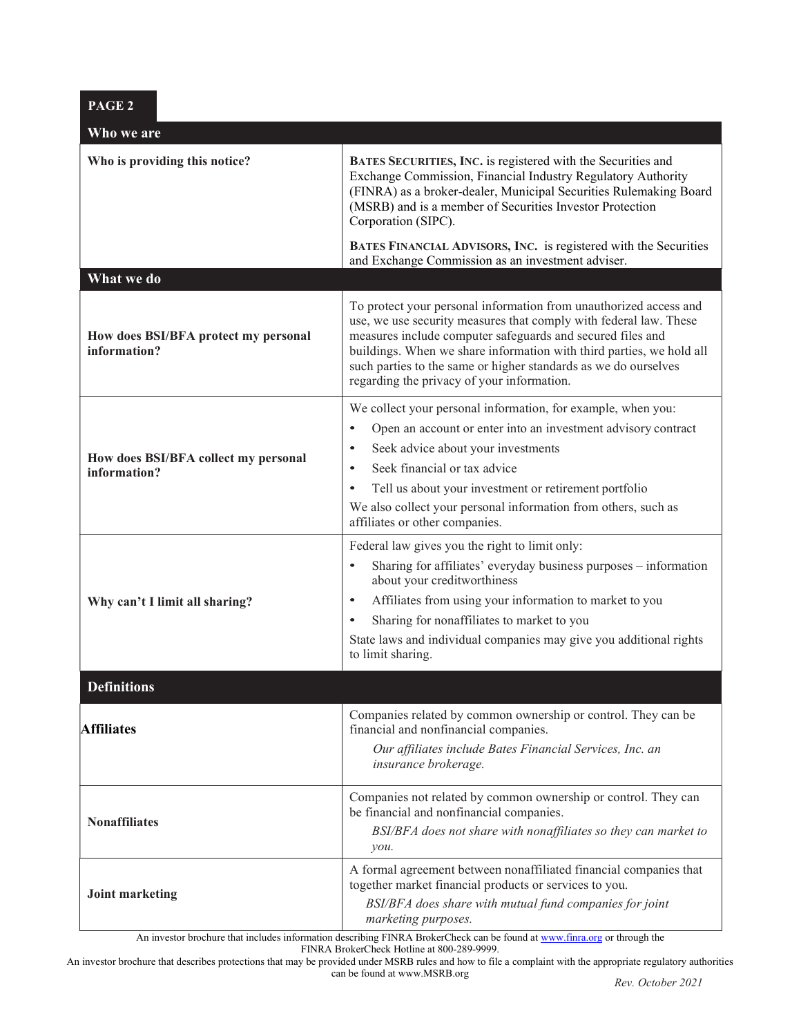**PAGE 2**

| Who we are | |
|---|---|
| **Who is providing this notice?** | **Bates Securities, Inc.** is registered with the Securities and Exchange Commission, Financial Industry Regulatory Authority (FINRA) as a broker-dealer, Municipal Securities Rulemaking Board (MSRB) and is a member of Securities Investor Protection Corporation (SIPC).<br><br>**Bates Financial Advisors, Inc.** is registered with the Securities and Exchange Commission as an investment adviser. |

| What we do | |
|---|---|
| **How does BSI/BFA protect my personal information?** | To protect your personal information from unauthorized access and use, we use security measures that comply with federal law. These measures include computer safeguards and secured files and buildings. When we share information with third parties, we hold all such parties to the same or higher standards as we do ourselves regarding the privacy of your information. |
| **How does BSI/BFA collect my personal information?** | We collect your personal information, for example, when you:<br>• Open an account or enter into an investment advisory contract<br>• Seek advice about your investments<br>• Seek financial or tax advice<br>• Tell us about your investment or retirement portfolio<br>We also collect your personal information from others, such as affiliates or other companies. |
| **Why can't I limit all sharing?** | Federal law gives you the right to limit only:<br>• Sharing for affiliates' everyday business purposes – information about your creditworthiness<br>• Affiliates from using your information to market to you<br>• Sharing for nonaffiliates to market to you<br>State laws and individual companies may give you additional rights to limit sharing. |

| Definitions | |
|---|---|
| **Affiliates** | Companies related by common ownership or control. They can be financial and nonfinancial companies.<br>*Our affiliates include Bates Financial Services, Inc. an insurance brokerage.* |
| **Nonaffiliates** | Companies not related by common ownership or control. They can be financial and nonfinancial companies.<br>*BSI/BFA does not share with nonaffiliates so they can market to you.* |
| **Joint marketing** | A formal agreement between nonaffiliated financial companies that together market financial products or services to you.<br>*BSI/BFA does share with mutual fund companies for joint marketing purposes.* |

An investor brochure that includes information describing FINRA BrokerCheck can be found at www.finra.org or through the FINRA BrokerCheck Hotline at 800-289-9999.

An investor brochure that describes protections that may be provided under MSRB rules and how to file a complaint with the appropriate regulatory authorities can be found at www.MSRB.org

*Rev. October 2021*